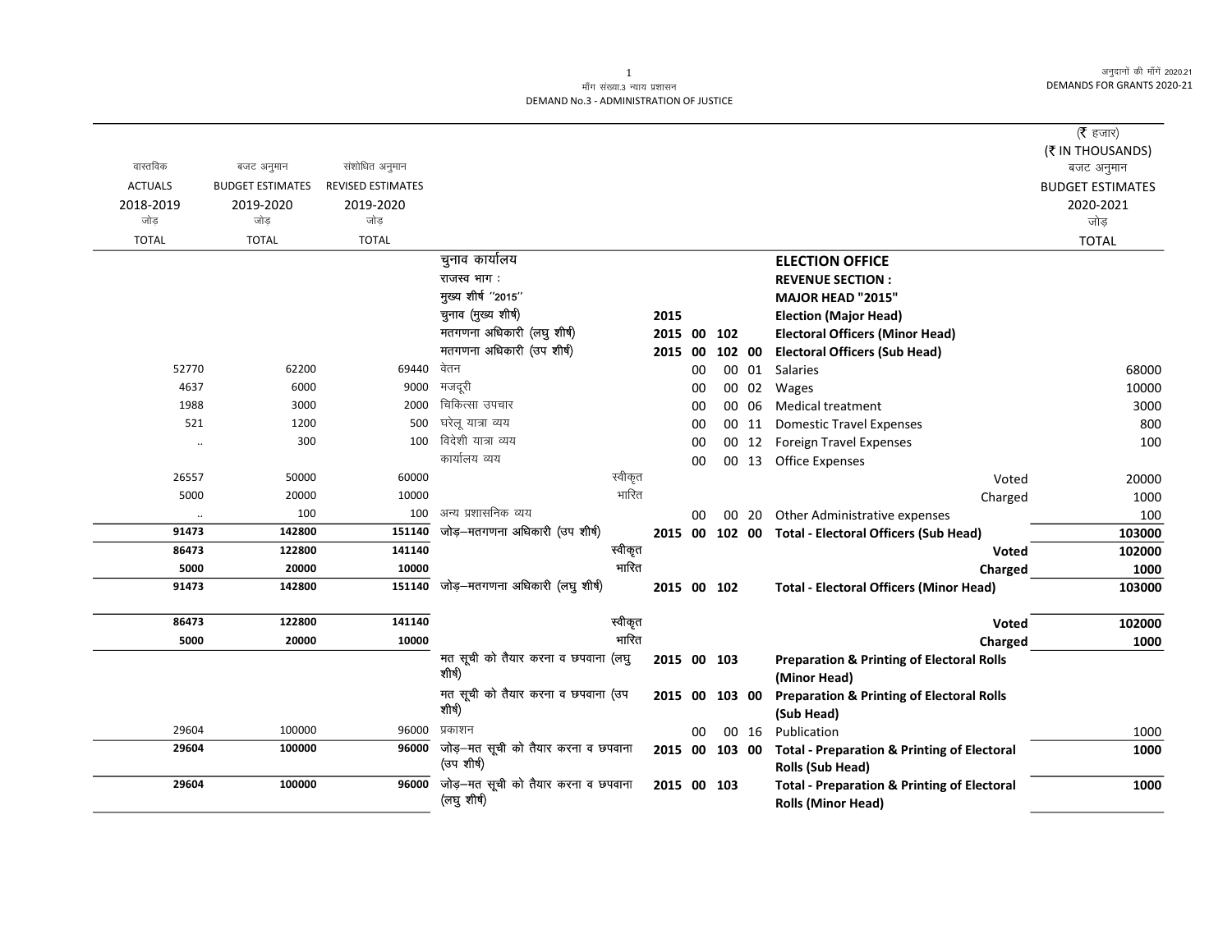मॉंग संख्या.3 न्याय प्रशासन
DEMAND No.3 - ADMINISTRATION OF JUSTICE

(₹ हजार)
(₹ IN THOUSANDS)

| वास्तविक ACTUALS 2018-2019 जोड़ TOTAL | बजट अनुमान BUDGET ESTIMATES 2019-2020 जोड़ TOTAL | संशोधित अनुमान REVISED ESTIMATES 2019-2020 जोड़ TOTAL | | | | | | | बजट अनुमान BUDGET ESTIMATES 2020-2021 जोड़ TOTAL |
|---|---|---|---|---|---|---|---|---|---|
| | | | चुनाव कार्यालय | | | | | **ELECTION OFFICE** | |
| | | | राजस्व भाग : | | | | | **REVENUE SECTION :** | |
| | | | मुख्य शीर्ष "2015" | | | | | **MAJOR HEAD "2015"** | |
| | | | चुनाव (मुख्य शीर्ष) | 2015 | | | | **Election (Major Head)** | |
| | | | मतगणना अधिकारी (लघु शीर्ष) | 2015 | 00 | 102 | | **Electoral Officers (Minor Head)** | |
| | | | मतगणना अधिकारी (उप शीर्ष) | 2015 | 00 | 102 | 00 | **Electoral Officers (Sub Head)** | |
| 52770 | 62200 | 69440 | वेतन | | 00 | 00 | 01 | Salaries | 68000 |
| 4637 | 6000 | 9000 | मजदूरी | | 00 | 00 | 02 | Wages | 10000 |
| 1988 | 3000 | 2000 | चिकित्सा उपचार | | 00 | 00 | 06 | Medical treatment | 3000 |
| 521 | 1200 | 500 | घरेलू यात्रा व्यय | | 00 | 00 | 11 | Domestic Travel Expenses | 800 |
| .. | 300 | 100 | विदेशी यात्रा व्यय | | 00 | 00 | 12 | Foreign Travel Expenses | 100 |
| | | | कार्यालय व्यय | | 00 | 00 | 13 | Office Expenses | |
| 26557 | 50000 | 60000 | स्वीकृत | | | | | Voted | 20000 |
| 5000 | 20000 | 10000 | भारित | | | | | Charged | 1000 |
| .. | 100 | 100 | अन्य प्रशासनिक व्यय | | 00 | 00 | 20 | Other Administrative expenses | 100 |
| **91473** | **142800** | **151140** | जोड़–मतगणना अधिकारी (उप शीर्ष) | **2015** | **00** | **102** | **00** | **Total - Electoral Officers (Sub Head)** | **103000** |
| **86473** | **122800** | **141140** | स्वीकृत | | | | | **Voted** | **102000** |
| **5000** | **20000** | **10000** | भारित | | | | | **Charged** | **1000** |
| **91473** | **142800** | **151140** | जोड़–मतगणना अधिकारी (लघु शीर्ष) | **2015** | **00** | **102** | | **Total - Electoral Officers (Minor Head)** | **103000** |
| **86473** | **122800** | **141140** | स्वीकृत | | | | | **Voted** | **102000** |
| **5000** | **20000** | **10000** | भारित | | | | | **Charged** | **1000** |
| | | | मत सूची को तैयार करना व छपवाना (लघु शीर्ष) | 2015 | 00 | 103 | | **Preparation & Printing of Electoral Rolls (Minor Head)** | |
| | | | मत सूची को तैयार करना व छपवाना (उप शीर्ष) | 2015 | 00 | 103 | 00 | **Preparation & Printing of Electoral Rolls (Sub Head)** | |
| 29604 | 100000 | 96000 | प्रकाशन | | 00 | 00 | 16 | Publication | 1000 |
| **29604** | **100000** | **96000** | जोड़–मत सूची को तैयार करना व छपवाना (उप शीर्ष) | **2015** | **00** | **103** | **00** | **Total - Preparation & Printing of Electoral Rolls (Sub Head)** | **1000** |
| **29604** | **100000** | **96000** | जोड़–मत सूची को तैयार करना व छपवाना (लघु शीर्ष) | **2015** | **00** | **103** | | **Total - Preparation & Printing of Electoral Rolls (Minor Head)** | **1000** |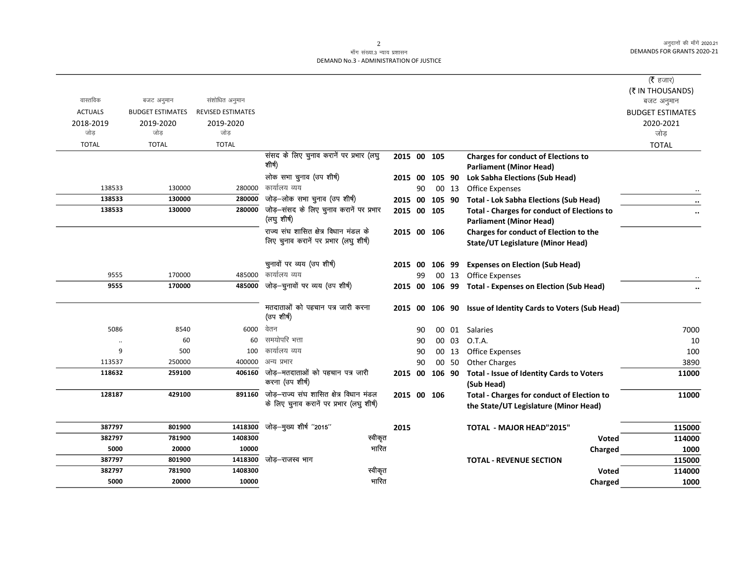माँग संख्या.3 न्याय प्रशासन
DEMAND No.3 - ADMINISTRATION OF JUSTICE

अनुदानों की माँगें 2020.21
DEMANDS FOR GRANTS 2020-21

(₹ हजार)
(₹ IN THOUSANDS)

| वास्तविक ACTUALS 2018-2019 जोड़ TOTAL | बजट अनुमान BUDGET ESTIMATES 2019-2020 जोड़ TOTAL | संशोधित अनुमान REVISED ESTIMATES 2019-2020 जोड़ TOTAL | | | | | | | बजट अनुमान BUDGET ESTIMATES 2020-2021 जोड़ TOTAL |
|---|---|---|---|---|---|---|---|---|---|
| | | | संसद के लिए चुनाव करानें पर प्रभार (लघु शीर्ष) | 2015 | 00 | 105 | | **Charges for conduct of Elections to Parliament (Minor Head)** | |
| | | | लोक सभा चुनाव (उप शीर्ष) | 2015 | 00 | 105 | 90 | **Lok Sabha Elections (Sub Head)** | |
| 138533 | 130000 | 280000 | कार्यालय व्यय | | 90 | 00 | 13 | Office Expenses | .. |
| **138533** | **130000** | **280000** | जोड़–लोक सभा चुनाव (उप शीर्ष) | 2015 | 00 | 105 | 90 | **Total - Lok Sabha Elections (Sub Head)** | **..** |
| **138533** | **130000** | **280000** | जोड़–संसद के लिए चुनाव करानें पर प्रभार (लघु शीर्ष) | 2015 | 00 | 105 | | **Total - Charges for conduct of Elections to Parliament (Minor Head)** | **..** |
| | | | राज्य संघ शासित क्षेत्र विधान मंडल के लिए चुनाव करानें पर प्रभार (लघु शीर्ष) | 2015 | 00 | 106 | | **Charges for conduct of Election to the State/UT Legislature (Minor Head)** | |
| | | | चुनावों पर व्यय (उप शीर्ष) | 2015 | 00 | 106 | 99 | **Expenses on Election (Sub Head)** | |
| 9555 | 170000 | 485000 | कार्यालय व्यय | | 99 | 00 | 13 | Office Expenses | .. |
| **9555** | **170000** | **485000** | जोड़–चुनावों पर व्यय (उप शीर्ष) | 2015 | 00 | 106 | 99 | **Total - Expenses on Election (Sub Head)** | **..** |
| | | | मतदाताओं को पहचान पत्र जारी करना (उप शीर्ष) | 2015 | 00 | 106 | 90 | **Issue of Identity Cards to Voters (Sub Head)** | |
| 5086 | 8540 | 6000 | वेतन | | 90 | 00 | 01 | Salaries | 7000 |
| .. | 60 | 60 | समयोपरि भत्ता | | 90 | 00 | 03 | O.T.A. | 10 |
| 9 | 500 | 100 | कार्यालय व्यय | | 90 | 00 | 13 | Office Expenses | 100 |
| 113537 | 250000 | 400000 | अन्य प्रभार | | 90 | 00 | 50 | Other Charges | 3890 |
| **118632** | **259100** | **406160** | जोड़–मतदाताओं को पहचान पत्र जारी करना (उप शीर्ष) | 2015 | 00 | 106 | 90 | **Total - Issue of Identity Cards to Voters (Sub Head)** | **11000** |
| **128187** | **429100** | **891160** | जोड़–राज्य संघ शासित क्षेत्र विधान मंडल के लिए चुनाव करानें पर प्रभार (लघु शीर्ष) | 2015 | 00 | 106 | | **Total - Charges for conduct of Election to the State/UT Legislature (Minor Head)** | **11000** |
| **387797** | **801900** | **1418300** | जोड़–मुख्य शीर्ष "2015" | 2015 | | | | **TOTAL - MAJOR HEAD"2015"** | **115000** |
| **382797** | **781900** | **1408300** | स्वीकृत | | | | | **Voted** | **114000** |
| **5000** | **20000** | **10000** | भारित | | | | | **Charged** | **1000** |
| **387797** | **801900** | **1418300** | जोड़–राजस्व भाग | | | | | **TOTAL - REVENUE SECTION** | **115000** |
| **382797** | **781900** | **1408300** | स्वीकृत | | | | | **Voted** | **114000** |
| **5000** | **20000** | **10000** | भारित | | | | | **Charged** | **1000** |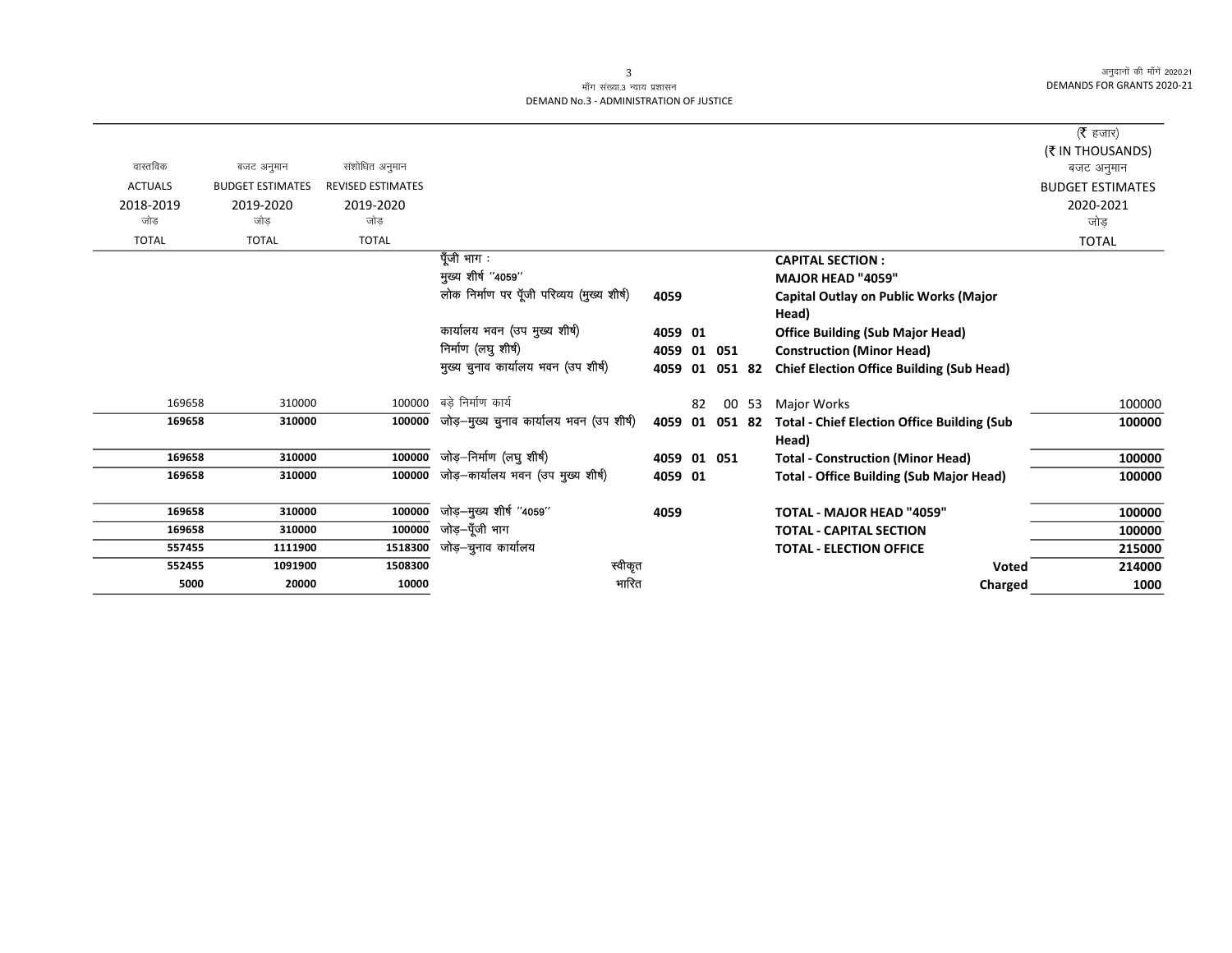मॉंग संख्या.3 न्याय प्रशासन
DEMAND No.3 - ADMINISTRATION OF JUSTICE

| वास्तविक ACTUALS 2018-2019 जोड़ TOTAL | बजट अनुमान BUDGET ESTIMATES 2019-2020 जोड़ TOTAL | संशोधित अनुमान REVISED ESTIMATES 2019-2020 जोड़ TOTAL | | | | (₹ हजार) (₹ IN THOUSANDS) बजट अनुमान BUDGET ESTIMATES 2020-2021 जोड़ TOTAL |
|---|---|---|---|---|---|---|
| | | | पूँजी भाग : | | **CAPITAL SECTION :** | |
| | | | मुख्य शीर्ष ''4059'' | | **MAJOR HEAD "4059"** | |
| | | | लोक निर्माण पर पूँजी परिव्यय (मुख्य शीर्ष) | **4059** | **Capital Outlay on Public Works (Major Head)** | |
| | | | कार्यालय भवन (उप मुख्य शीर्ष) | **4059 01** | **Office Building (Sub Major Head)** | |
| | | | निर्माण (लघु शीर्ष) | **4059 01 051** | **Construction (Minor Head)** | |
| | | | मुख्य चुनाव कार्यालय भवन (उप शीर्ष) | **4059 01 051 82** | **Chief Election Office Building (Sub Head)** | |
| 169658 | 310000 | 100000 | बड़े निर्माण कार्य | 82 00 53 | Major Works | 100000 |
| **169658** | **310000** | **100000** | जोड़–मुख्य चुनाव कार्यालय भवन (उप शीर्ष) | **4059 01 051 82** | **Total - Chief Election Office Building (Sub Head)** | **100000** |
| **169658** | **310000** | **100000** | जोड़–निर्माण (लघु शीर्ष) | **4059 01 051** | **Total - Construction (Minor Head)** | **100000** |
| **169658** | **310000** | **100000** | जोड़–कार्यालय भवन (उप मुख्य शीर्ष) | **4059 01** | **Total - Office Building (Sub Major Head)** | **100000** |
| **169658** | **310000** | **100000** | जोड़–मुख्य शीर्ष ''4059'' | **4059** | **TOTAL - MAJOR HEAD "4059"** | **100000** |
| **169658** | **310000** | **100000** | जोड़–पूँजी भाग | | **TOTAL - CAPITAL SECTION** | **100000** |
| **557455** | **1111900** | **1518300** | जोड़–चुनाव कार्यालय | | **TOTAL - ELECTION OFFICE** | **215000** |
| **552455** | **1091900** | **1508300** | स्वीकृत | | **Voted** | **214000** |
| **5000** | **20000** | **10000** | भारित | | **Charged** | **1000** |